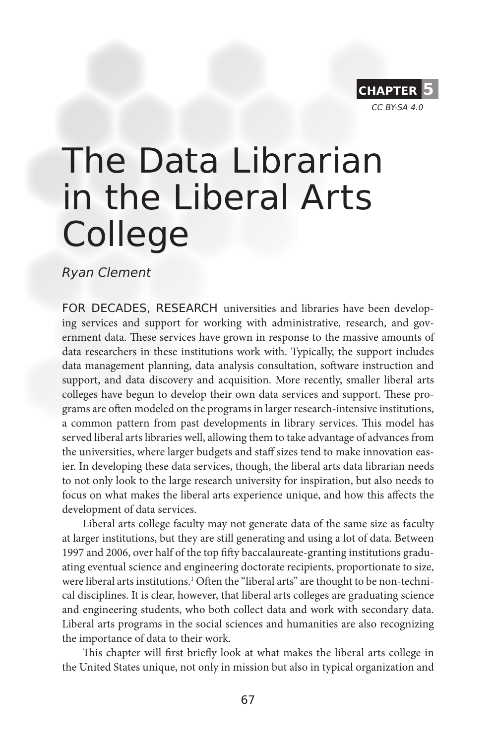CHAPTER 5

*CC BY-SA 4.0*

# The Data Librarian in the Liberal Arts College

*Ryan Clement*

FOR DECADES, RESEARCH universities and libraries have been developing services and support for working with administrative, research, and government data. These services have grown in response to the massive amounts of data researchers in these institutions work with. Typically, the support includes data management planning, data analysis consultation, software instruction and support, and data discovery and acquisition. More recently, smaller liberal arts colleges have begun to develop their own data services and support. These programs are often modeled on the programs in larger research-intensive institutions, a common pattern from past developments in library services. This model has served liberal arts libraries well, allowing them to take advantage of advances from the universities, where larger budgets and staff sizes tend to make innovation easier. In developing these data services, though, the liberal arts data librarian needs to not only look to the large research university for inspiration, but also needs to focus on what makes the liberal arts experience unique, and how this affects the development of data services.

Liberal arts college faculty may not generate data of the same size as faculty at larger institutions, but they are still generating and using a lot of data. Between 1997 and 2006, over half of the top fifty baccalaureate-granting institutions graduating eventual science and engineering doctorate recipients, proportionate to size, were liberal arts institutions.[1] Often the "liberal arts" are thought to be non-technical disciplines. It is clear, however, that liberal arts colleges are graduating science and engineering students, who both collect data and work with secondary data. Liberal arts programs in the social sciences and humanities are also recognizing the importance of data to their work.

This chapter will first briefly look at what makes the liberal arts college in the United States unique, not only in mission but also in typical organization and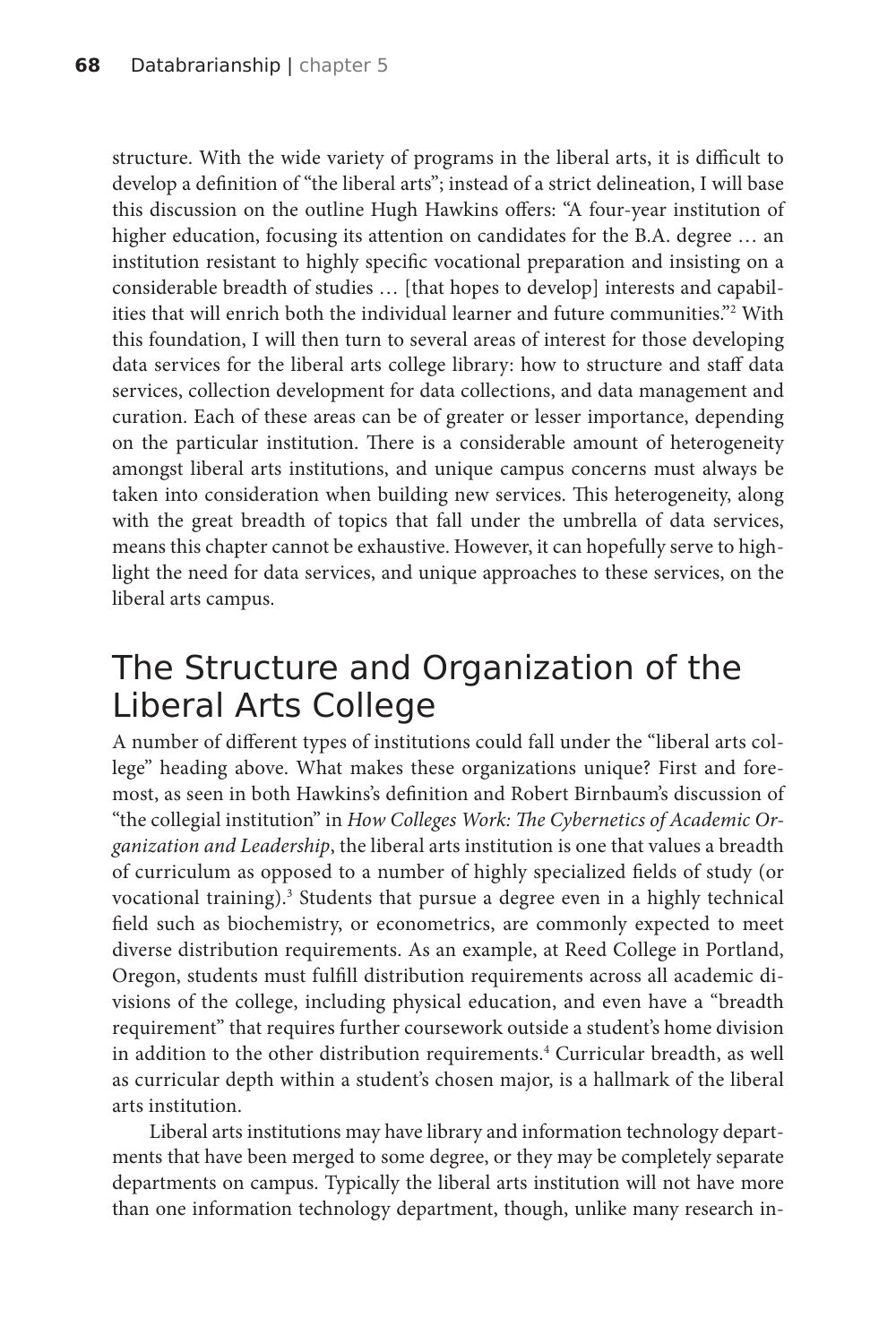structure. With the wide variety of programs in the liberal arts, it is difficult to develop a definition of "the liberal arts"; instead of a strict delineation, I will base this discussion on the outline Hugh Hawkins offers: "A four-year institution of higher education, focusing its attention on candidates for the B.A. degree … an institution resistant to highly specific vocational preparation and insisting on a considerable breadth of studies … [that hopes to develop] interests and capabilities that will enrich both the individual learner and future communities."[2] With this foundation, I will then turn to several areas of interest for those developing data services for the liberal arts college library: how to structure and staff data services, collection development for data collections, and data management and curation. Each of these areas can be of greater or lesser importance, depending on the particular institution. There is a considerable amount of heterogeneity amongst liberal arts institutions, and unique campus concerns must always be taken into consideration when building new services. This heterogeneity, along with the great breadth of topics that fall under the umbrella of data services, means this chapter cannot be exhaustive. However, it can hopefully serve to highlight the need for data services, and unique approaches to these services, on the liberal arts campus.

## The Structure and Organization of the Liberal Arts College

A number of different types of institutions could fall under the "liberal arts college" heading above. What makes these organizations unique? First and foremost, as seen in both Hawkins's definition and Robert Birnbaum's discussion of "the collegial institution" in *How Colleges Work: The Cybernetics of Academic Organization and Leadership*, the liberal arts institution is one that values a breadth of curriculum as opposed to a number of highly specialized fields of study (or vocational training).[3] Students that pursue a degree even in a highly technical field such as biochemistry, or econometrics, are commonly expected to meet diverse distribution requirements. As an example, at Reed College in Portland, Oregon, students must fulfill distribution requirements across all academic divisions of the college, including physical education, and even have a "breadth requirement" that requires further coursework outside a student's home division in addition to the other distribution requirements.[4] Curricular breadth, as well as curricular depth within a student's chosen major, is a hallmark of the liberal arts institution.

Liberal arts institutions may have library and information technology departments that have been merged to some degree, or they may be completely separate departments on campus. Typically the liberal arts institution will not have more than one information technology department, though, unlike many research in-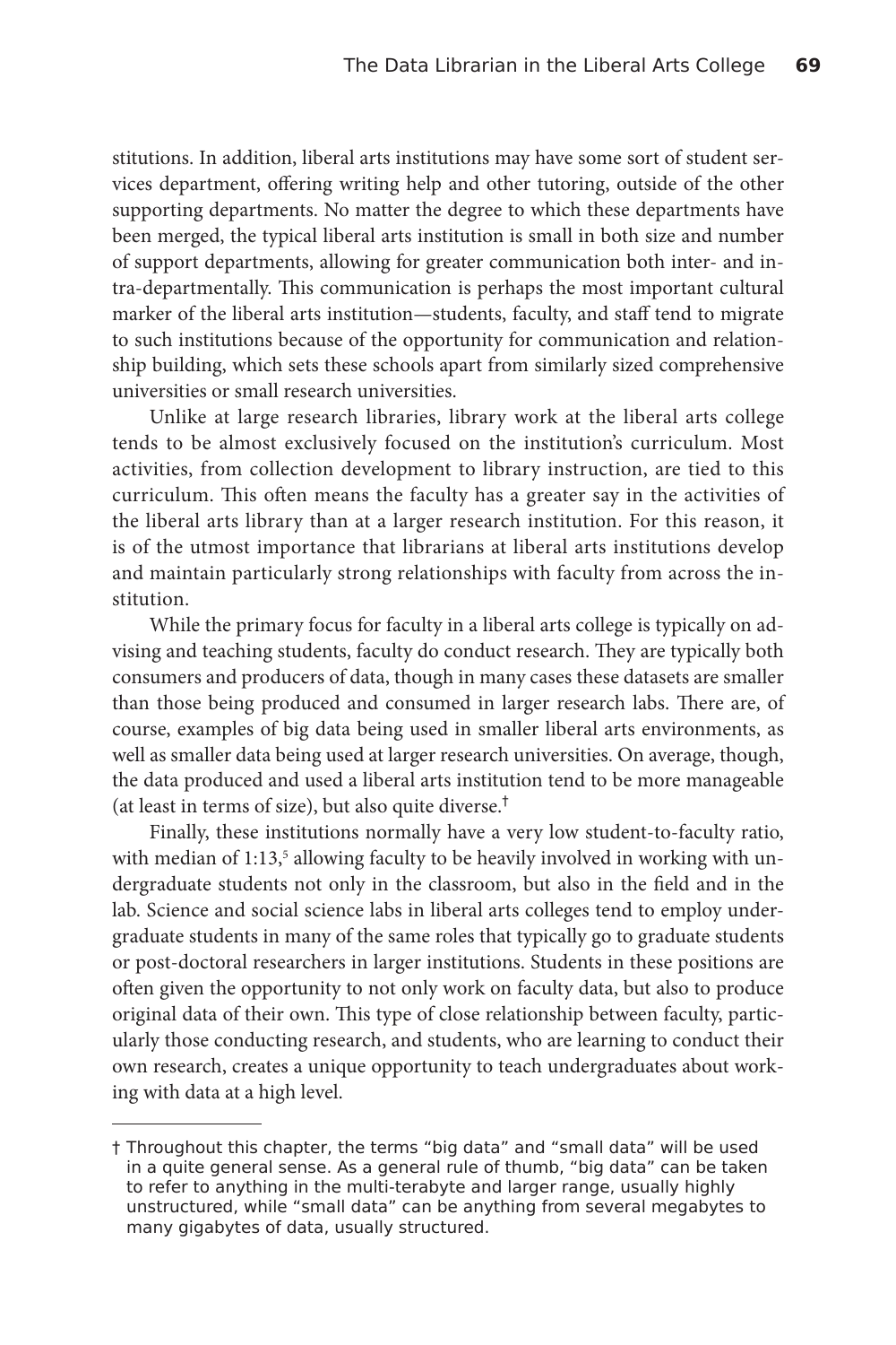stitutions. In addition, liberal arts institutions may have some sort of student services department, offering writing help and other tutoring, outside of the other supporting departments. No matter the degree to which these departments have been merged, the typical liberal arts institution is small in both size and number of support departments, allowing for greater communication both inter- and intra-departmentally. This communication is perhaps the most important cultural marker of the liberal arts institution—students, faculty, and staff tend to migrate to such institutions because of the opportunity for communication and relationship building, which sets these schools apart from similarly sized comprehensive universities or small research universities.

Unlike at large research libraries, library work at the liberal arts college tends to be almost exclusively focused on the institution's curriculum. Most activities, from collection development to library instruction, are tied to this curriculum. This often means the faculty has a greater say in the activities of the liberal arts library than at a larger research institution. For this reason, it is of the utmost importance that librarians at liberal arts institutions develop and maintain particularly strong relationships with faculty from across the institution.

While the primary focus for faculty in a liberal arts college is typically on advising and teaching students, faculty do conduct research. They are typically both consumers and producers of data, though in many cases these datasets are smaller than those being produced and consumed in larger research labs. There are, of course, examples of big data being used in smaller liberal arts environments, as well as smaller data being used at larger research universities. On average, though, the data produced and used a liberal arts institution tend to be more manageable (at least in terms of size), but also quite diverse.†

Finally, these institutions normally have a very low student-to-faculty ratio, with median of 1:13,[5] allowing faculty to be heavily involved in working with undergraduate students not only in the classroom, but also in the field and in the lab. Science and social science labs in liberal arts colleges tend to employ undergraduate students in many of the same roles that typically go to graduate students or post-doctoral researchers in larger institutions. Students in these positions are often given the opportunity to not only work on faculty data, but also to produce original data of their own. This type of close relationship between faculty, particularly those conducting research, and students, who are learning to conduct their own research, creates a unique opportunity to teach undergraduates about working with data at a high level.

† Throughout this chapter, the terms "big data" and "small data" will be used in a quite general sense. As a general rule of thumb, "big data" can be taken to refer to anything in the multi-terabyte and larger range, usually highly unstructured, while "small data" can be anything from several megabytes to many gigabytes of data, usually structured.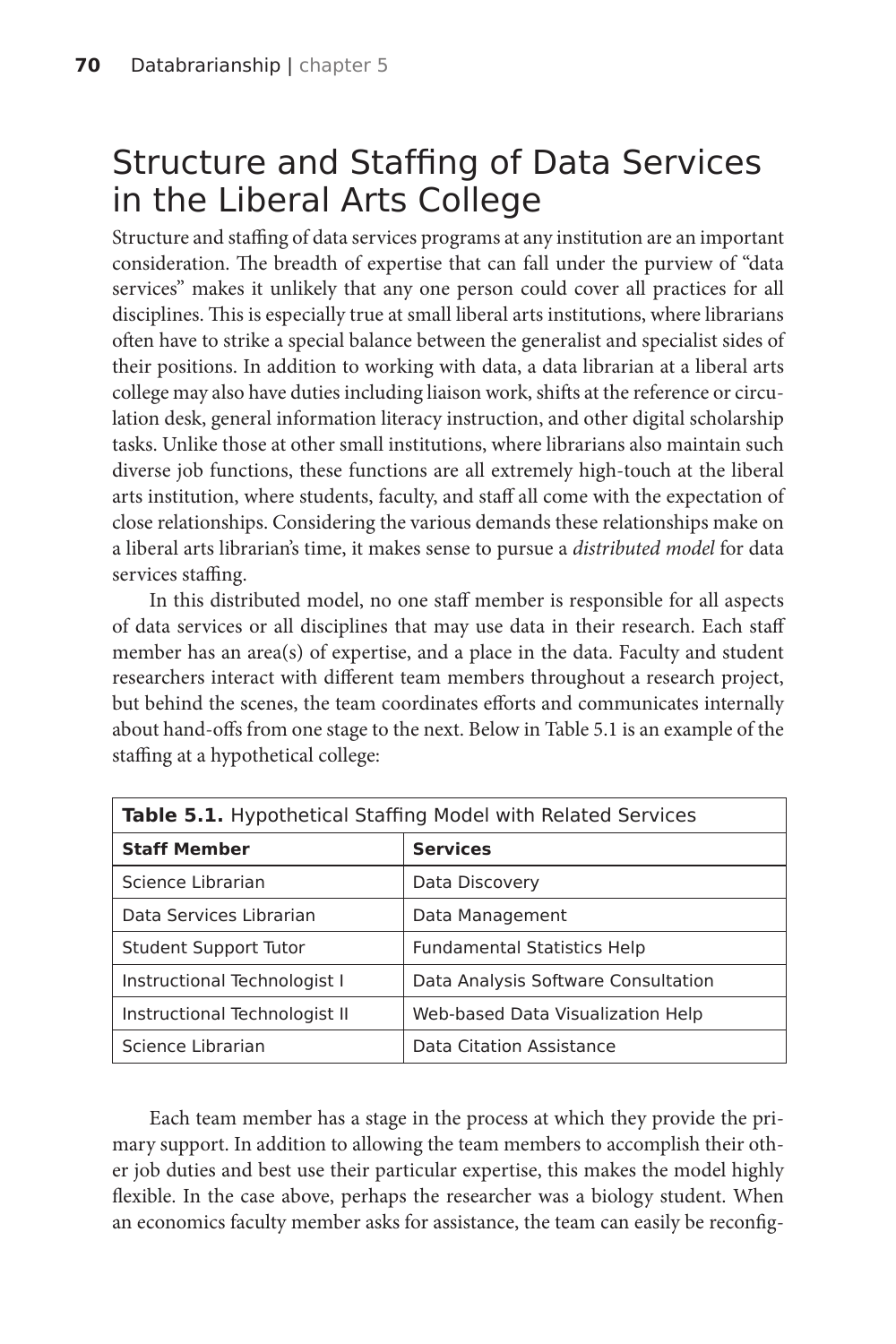## Structure and Staffing of Data Services in the Liberal Arts College

Structure and staffing of data services programs at any institution are an important consideration. The breadth of expertise that can fall under the purview of "data services" makes it unlikely that any one person could cover all practices for all disciplines. This is especially true at small liberal arts institutions, where librarians often have to strike a special balance between the generalist and specialist sides of their positions. In addition to working with data, a data librarian at a liberal arts college may also have duties including liaison work, shifts at the reference or circulation desk, general information literacy instruction, and other digital scholarship tasks. Unlike those at other small institutions, where librarians also maintain such diverse job functions, these functions are all extremely high-touch at the liberal arts institution, where students, faculty, and staff all come with the expectation of close relationships. Considering the various demands these relationships make on a liberal arts librarian's time, it makes sense to pursue a *distributed model* for data services staffing.

In this distributed model, no one staff member is responsible for all aspects of data services or all disciplines that may use data in their research. Each staff member has an area(s) of expertise, and a place in the data. Faculty and student researchers interact with different team members throughout a research project, but behind the scenes, the team coordinates efforts and communicates internally about hand-offs from one stage to the next. Below in Table 5.1 is an example of the staffing at a hypothetical college:

**Table 5.1.** Hypothetical Staffing Model with Related Services

| Staff Member | Services |
|---|---|
| Science Librarian | Data Discovery |
| Data Services Librarian | Data Management |
| Student Support Tutor | Fundamental Statistics Help |
| Instructional Technologist I | Data Analysis Software Consultation |
| Instructional Technologist II | Web-based Data Visualization Help |
| Science Librarian | Data Citation Assistance |

Each team member has a stage in the process at which they provide the primary support. In addition to allowing the team members to accomplish their other job duties and best use their particular expertise, this makes the model highly flexible. In the case above, perhaps the researcher was a biology student. When an economics faculty member asks for assistance, the team can easily be reconfig-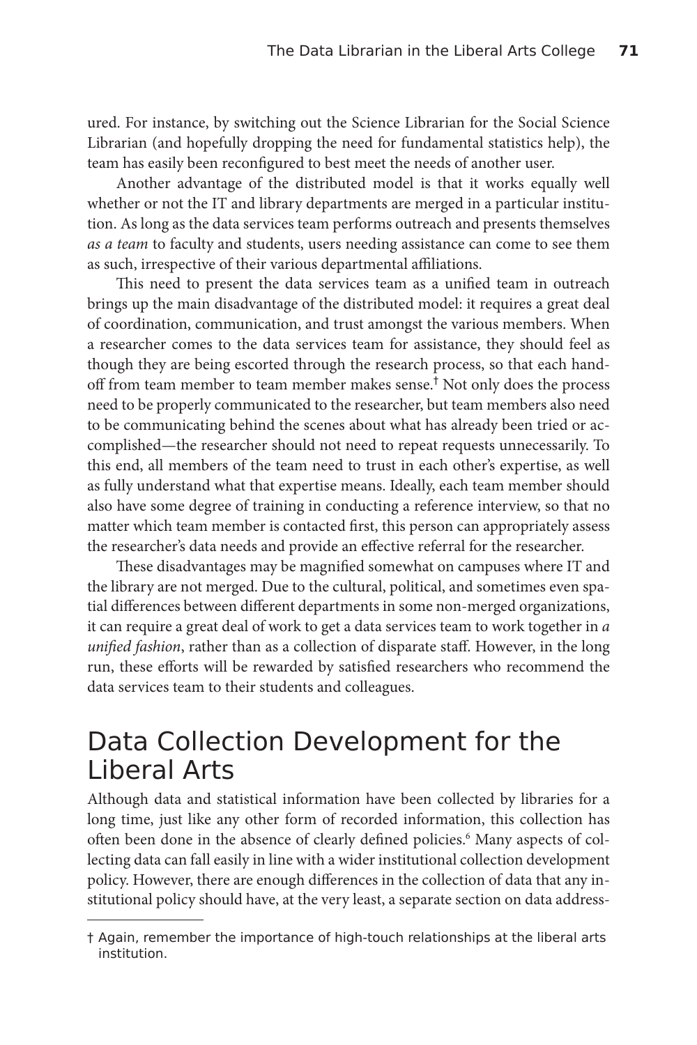ured. For instance, by switching out the Science Librarian for the Social Science Librarian (and hopefully dropping the need for fundamental statistics help), the team has easily been reconfigured to best meet the needs of another user.

Another advantage of the distributed model is that it works equally well whether or not the IT and library departments are merged in a particular institution. As long as the data services team performs outreach and presents themselves *as a team* to faculty and students, users needing assistance can come to see them as such, irrespective of their various departmental affiliations.

This need to present the data services team as a unified team in outreach brings up the main disadvantage of the distributed model: it requires a great deal of coordination, communication, and trust amongst the various members. When a researcher comes to the data services team for assistance, they should feel as though they are being escorted through the research process, so that each handoff from team member to team member makes sense.† Not only does the process need to be properly communicated to the researcher, but team members also need to be communicating behind the scenes about what has already been tried or accomplished—the researcher should not need to repeat requests unnecessarily. To this end, all members of the team need to trust in each other's expertise, as well as fully understand what that expertise means. Ideally, each team member should also have some degree of training in conducting a reference interview, so that no matter which team member is contacted first, this person can appropriately assess the researcher's data needs and provide an effective referral for the researcher.

These disadvantages may be magnified somewhat on campuses where IT and the library are not merged. Due to the cultural, political, and sometimes even spatial differences between different departments in some non-merged organizations, it can require a great deal of work to get a data services team to work together in *a unified fashion*, rather than as a collection of disparate staff. However, in the long run, these efforts will be rewarded by satisfied researchers who recommend the data services team to their students and colleagues.

## Data Collection Development for the Liberal Arts

Although data and statistical information have been collected by libraries for a long time, just like any other form of recorded information, this collection has often been done in the absence of clearly defined policies.[6] Many aspects of collecting data can fall easily in line with a wider institutional collection development policy. However, there are enough differences in the collection of data that any institutional policy should have, at the very least, a separate section on data address-

† Again, remember the importance of high-touch relationships at the liberal arts institution.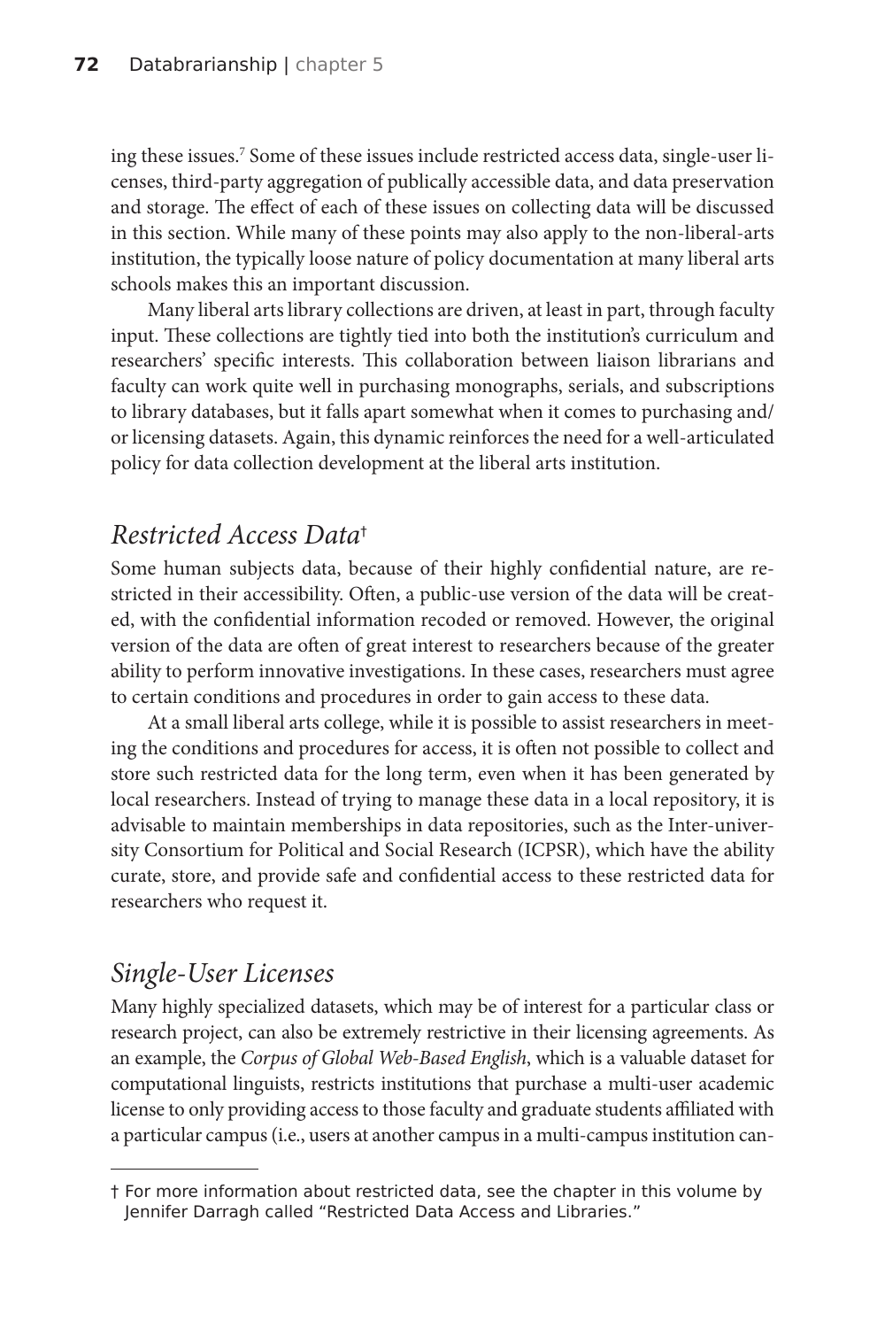ing these issues.[7] Some of these issues include restricted access data, single-user licenses, third-party aggregation of publically accessible data, and data preservation and storage. The effect of each of these issues on collecting data will be discussed in this section. While many of these points may also apply to the non-liberal-arts institution, the typically loose nature of policy documentation at many liberal arts schools makes this an important discussion.

Many liberal arts library collections are driven, at least in part, through faculty input. These collections are tightly tied into both the institution's curriculum and researchers' specific interests. This collaboration between liaison librarians and faculty can work quite well in purchasing monographs, serials, and subscriptions to library databases, but it falls apart somewhat when it comes to purchasing and/or licensing datasets. Again, this dynamic reinforces the need for a well-articulated policy for data collection development at the liberal arts institution.

## *Restricted Access Data*[†]

Some human subjects data, because of their highly confidential nature, are restricted in their accessibility. Often, a public-use version of the data will be created, with the confidential information recoded or removed. However, the original version of the data are often of great interest to researchers because of the greater ability to perform innovative investigations. In these cases, researchers must agree to certain conditions and procedures in order to gain access to these data.

At a small liberal arts college, while it is possible to assist researchers in meeting the conditions and procedures for access, it is often not possible to collect and store such restricted data for the long term, even when it has been generated by local researchers. Instead of trying to manage these data in a local repository, it is advisable to maintain memberships in data repositories, such as the Inter-university Consortium for Political and Social Research (ICPSR), which have the ability curate, store, and provide safe and confidential access to these restricted data for researchers who request it.

## *Single-User Licenses*

Many highly specialized datasets, which may be of interest for a particular class or research project, can also be extremely restrictive in their licensing agreements. As an example, the *Corpus of Global Web-Based English*, which is a valuable dataset for computational linguists, restricts institutions that purchase a multi-user academic license to only providing access to those faculty and graduate students affiliated with a particular campus (i.e., users at another campus in a multi-campus institution can-

[†] For more information about restricted data, see the chapter in this volume by Jennifer Darragh called "Restricted Data Access and Libraries."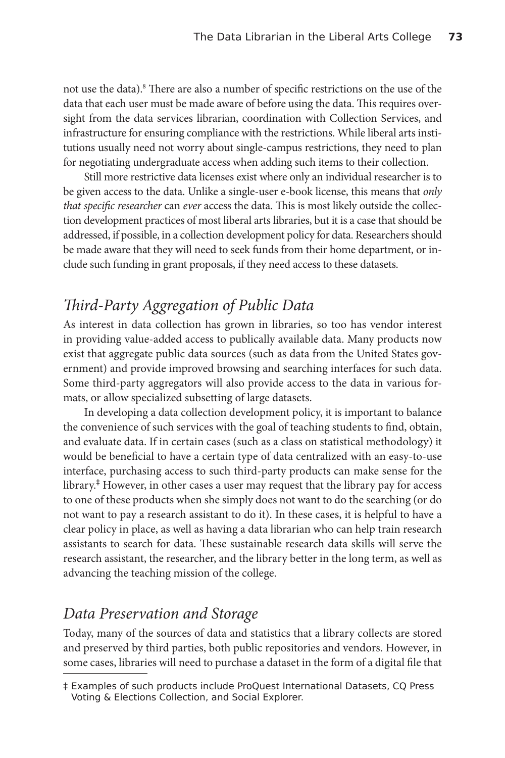not use the data).[8] There are also a number of specific restrictions on the use of the data that each user must be made aware of before using the data. This requires oversight from the data services librarian, coordination with Collection Services, and infrastructure for ensuring compliance with the restrictions. While liberal arts institutions usually need not worry about single-campus restrictions, they need to plan for negotiating undergraduate access when adding such items to their collection.

Still more restrictive data licenses exist where only an individual researcher is to be given access to the data. Unlike a single-user e-book license, this means that *only that specific researcher* can *ever* access the data. This is most likely outside the collection development practices of most liberal arts libraries, but it is a case that should be addressed, if possible, in a collection development policy for data. Researchers should be made aware that they will need to seek funds from their home department, or include such funding in grant proposals, if they need access to these datasets.

## *Third-Party Aggregation of Public Data*

As interest in data collection has grown in libraries, so too has vendor interest in providing value-added access to publically available data. Many products now exist that aggregate public data sources (such as data from the United States government) and provide improved browsing and searching interfaces for such data. Some third-party aggregators will also provide access to the data in various formats, or allow specialized subsetting of large datasets.

In developing a data collection development policy, it is important to balance the convenience of such services with the goal of teaching students to find, obtain, and evaluate data. If in certain cases (such as a class on statistical methodology) it would be beneficial to have a certain type of data centralized with an easy-to-use interface, purchasing access to such third-party products can make sense for the library.[‡] However, in other cases a user may request that the library pay for access to one of these products when she simply does not want to do the searching (or do not want to pay a research assistant to do it). In these cases, it is helpful to have a clear policy in place, as well as having a data librarian who can help train research assistants to search for data. These sustainable research data skills will serve the research assistant, the researcher, and the library better in the long term, as well as advancing the teaching mission of the college.

## *Data Preservation and Storage*

Today, many of the sources of data and statistics that a library collects are stored and preserved by third parties, both public repositories and vendors. However, in some cases, libraries will need to purchase a dataset in the form of a digital file that

‡ Examples of such products include ProQuest International Datasets, CQ Press Voting & Elections Collection, and Social Explorer.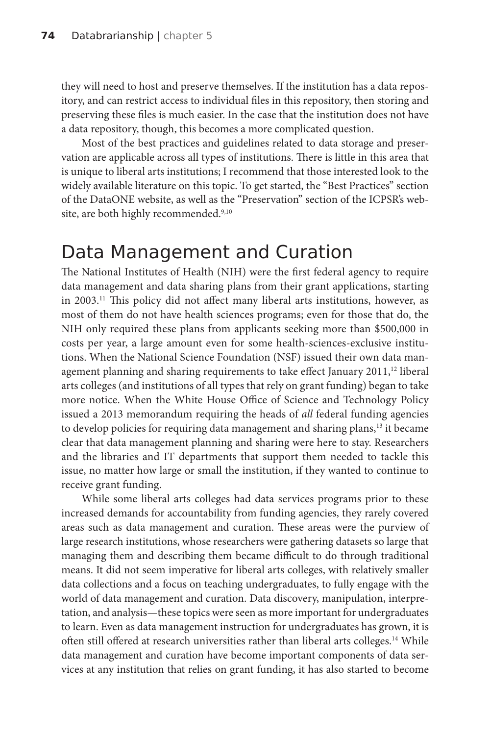they will need to host and preserve themselves. If the institution has a data repository, and can restrict access to individual files in this repository, then storing and preserving these files is much easier. In the case that the institution does not have a data repository, though, this becomes a more complicated question.

Most of the best practices and guidelines related to data storage and preservation are applicable across all types of institutions. There is little in this area that is unique to liberal arts institutions; I recommend that those interested look to the widely available literature on this topic. To get started, the "Best Practices" section of the DataONE website, as well as the "Preservation" section of the ICPSR's website, are both highly recommended.[9,10]

## Data Management and Curation

The National Institutes of Health (NIH) were the first federal agency to require data management and data sharing plans from their grant applications, starting in 2003.[11] This policy did not affect many liberal arts institutions, however, as most of them do not have health sciences programs; even for those that do, the NIH only required these plans from applicants seeking more than $500,000 in costs per year, a large amount even for some health-sciences-exclusive institutions. When the National Science Foundation (NSF) issued their own data management planning and sharing requirements to take effect January 2011,[12] liberal arts colleges (and institutions of all types that rely on grant funding) began to take more notice. When the White House Office of Science and Technology Policy issued a 2013 memorandum requiring the heads of *all* federal funding agencies to develop policies for requiring data management and sharing plans,[13] it became clear that data management planning and sharing were here to stay. Researchers and the libraries and IT departments that support them needed to tackle this issue, no matter how large or small the institution, if they wanted to continue to receive grant funding.

While some liberal arts colleges had data services programs prior to these increased demands for accountability from funding agencies, they rarely covered areas such as data management and curation. These areas were the purview of large research institutions, whose researchers were gathering datasets so large that managing them and describing them became difficult to do through traditional means. It did not seem imperative for liberal arts colleges, with relatively smaller data collections and a focus on teaching undergraduates, to fully engage with the world of data management and curation. Data discovery, manipulation, interpretation, and analysis—these topics were seen as more important for undergraduates to learn. Even as data management instruction for undergraduates has grown, it is often still offered at research universities rather than liberal arts colleges.[14] While data management and curation have become important components of data services at any institution that relies on grant funding, it has also started to become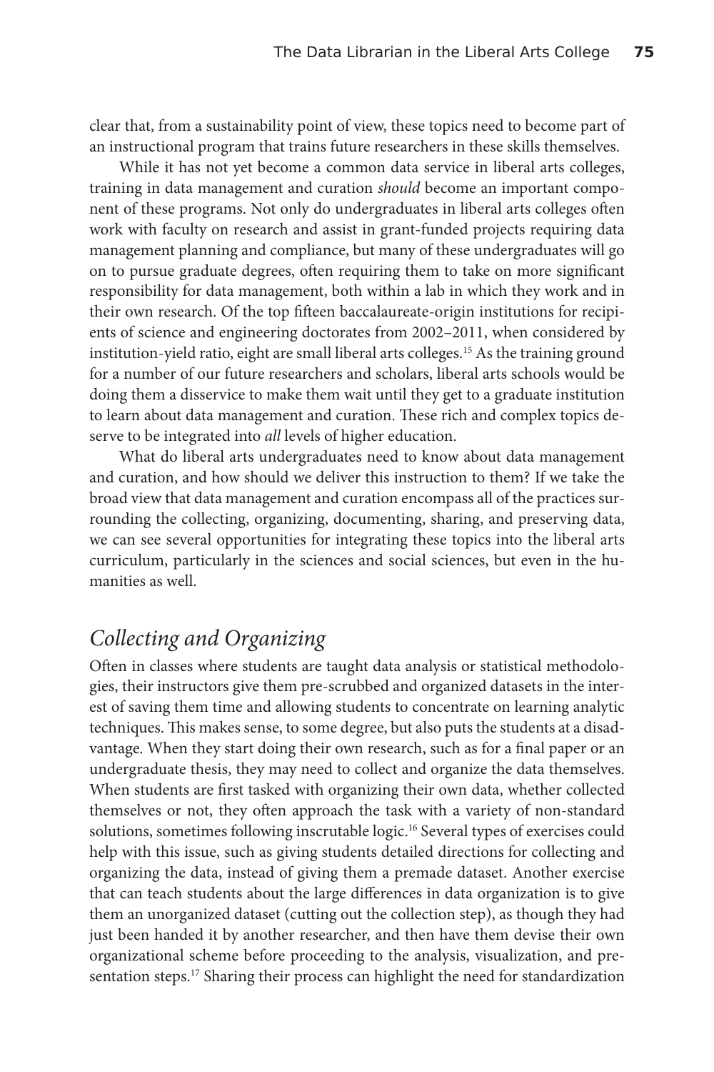clear that, from a sustainability point of view, these topics need to become part of an instructional program that trains future researchers in these skills themselves.

While it has not yet become a common data service in liberal arts colleges, training in data management and curation *should* become an important component of these programs. Not only do undergraduates in liberal arts colleges often work with faculty on research and assist in grant-funded projects requiring data management planning and compliance, but many of these undergraduates will go on to pursue graduate degrees, often requiring them to take on more significant responsibility for data management, both within a lab in which they work and in their own research. Of the top fifteen baccalaureate-origin institutions for recipients of science and engineering doctorates from 2002–2011, when considered by institution-yield ratio, eight are small liberal arts colleges.[15] As the training ground for a number of our future researchers and scholars, liberal arts schools would be doing them a disservice to make them wait until they get to a graduate institution to learn about data management and curation. These rich and complex topics deserve to be integrated into *all* levels of higher education.

What do liberal arts undergraduates need to know about data management and curation, and how should we deliver this instruction to them? If we take the broad view that data management and curation encompass all of the practices surrounding the collecting, organizing, documenting, sharing, and preserving data, we can see several opportunities for integrating these topics into the liberal arts curriculum, particularly in the sciences and social sciences, but even in the humanities as well.

## *Collecting and Organizing*

Often in classes where students are taught data analysis or statistical methodologies, their instructors give them pre-scrubbed and organized datasets in the interest of saving them time and allowing students to concentrate on learning analytic techniques. This makes sense, to some degree, but also puts the students at a disadvantage. When they start doing their own research, such as for a final paper or an undergraduate thesis, they may need to collect and organize the data themselves. When students are first tasked with organizing their own data, whether collected themselves or not, they often approach the task with a variety of non-standard solutions, sometimes following inscrutable logic.[16] Several types of exercises could help with this issue, such as giving students detailed directions for collecting and organizing the data, instead of giving them a premade dataset. Another exercise that can teach students about the large differences in data organization is to give them an unorganized dataset (cutting out the collection step), as though they had just been handed it by another researcher, and then have them devise their own organizational scheme before proceeding to the analysis, visualization, and presentation steps.[17] Sharing their process can highlight the need for standardization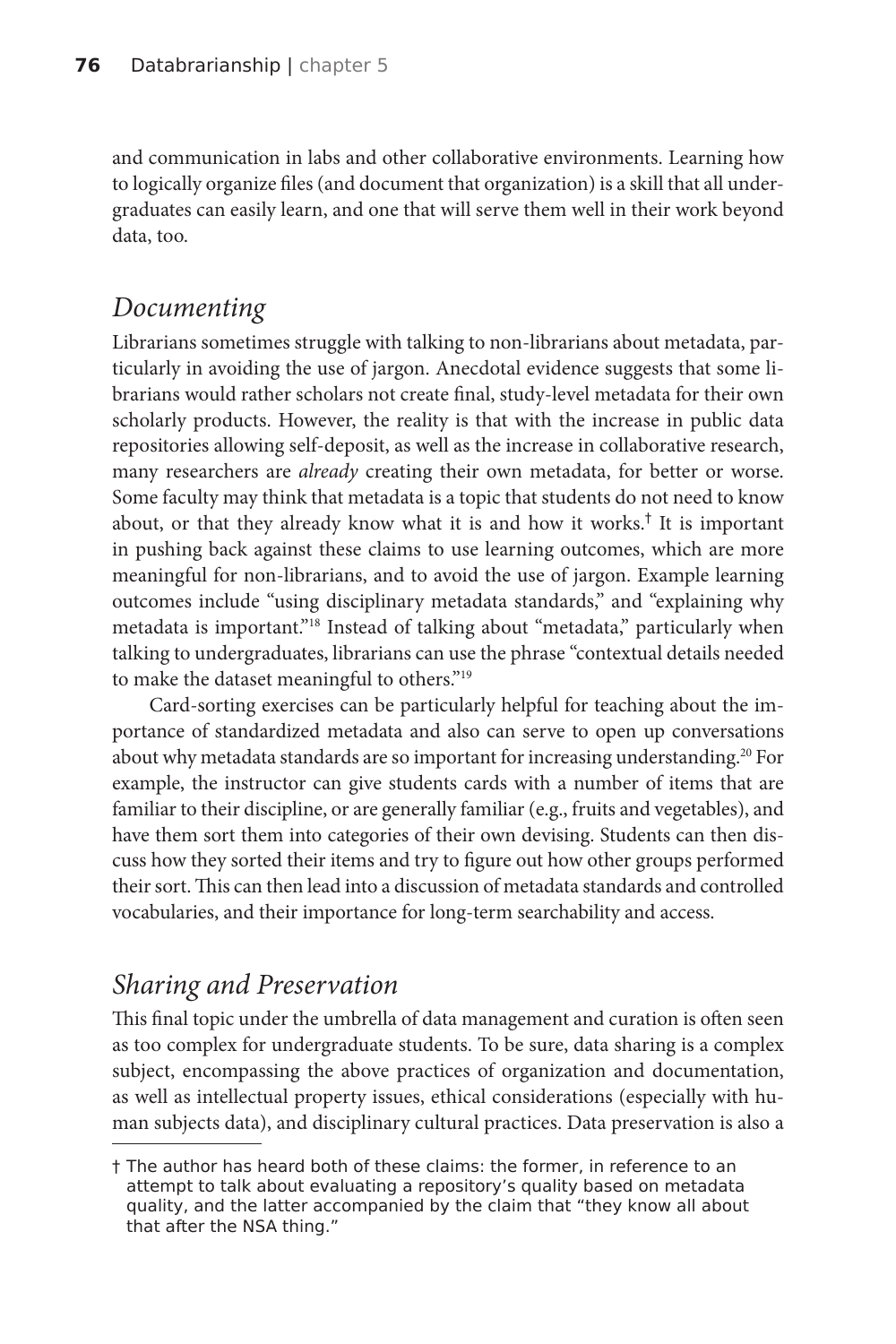and communication in labs and other collaborative environments. Learning how to logically organize files (and document that organization) is a skill that all undergraduates can easily learn, and one that will serve them well in their work beyond data, too.

## *Documenting*

Librarians sometimes struggle with talking to non-librarians about metadata, particularly in avoiding the use of jargon. Anecdotal evidence suggests that some librarians would rather scholars not create final, study-level metadata for their own scholarly products. However, the reality is that with the increase in public data repositories allowing self-deposit, as well as the increase in collaborative research, many researchers are *already* creating their own metadata, for better or worse. Some faculty may think that metadata is a topic that students do not need to know about, or that they already know what it is and how it works.† It is important in pushing back against these claims to use learning outcomes, which are more meaningful for non-librarians, and to avoid the use of jargon. Example learning outcomes include "using disciplinary metadata standards," and "explaining why metadata is important."[18] Instead of talking about "metadata," particularly when talking to undergraduates, librarians can use the phrase "contextual details needed to make the dataset meaningful to others."[19]

Card-sorting exercises can be particularly helpful for teaching about the importance of standardized metadata and also can serve to open up conversations about why metadata standards are so important for increasing understanding.[20] For example, the instructor can give students cards with a number of items that are familiar to their discipline, or are generally familiar (e.g., fruits and vegetables), and have them sort them into categories of their own devising. Students can then discuss how they sorted their items and try to figure out how other groups performed their sort. This can then lead into a discussion of metadata standards and controlled vocabularies, and their importance for long-term searchability and access.

## *Sharing and Preservation*

This final topic under the umbrella of data management and curation is often seen as too complex for undergraduate students. To be sure, data sharing is a complex subject, encompassing the above practices of organization and documentation, as well as intellectual property issues, ethical considerations (especially with human subjects data), and disciplinary cultural practices. Data preservation is also a

† The author has heard both of these claims: the former, in reference to an attempt to talk about evaluating a repository's quality based on metadata quality, and the latter accompanied by the claim that "they know all about that after the NSA thing."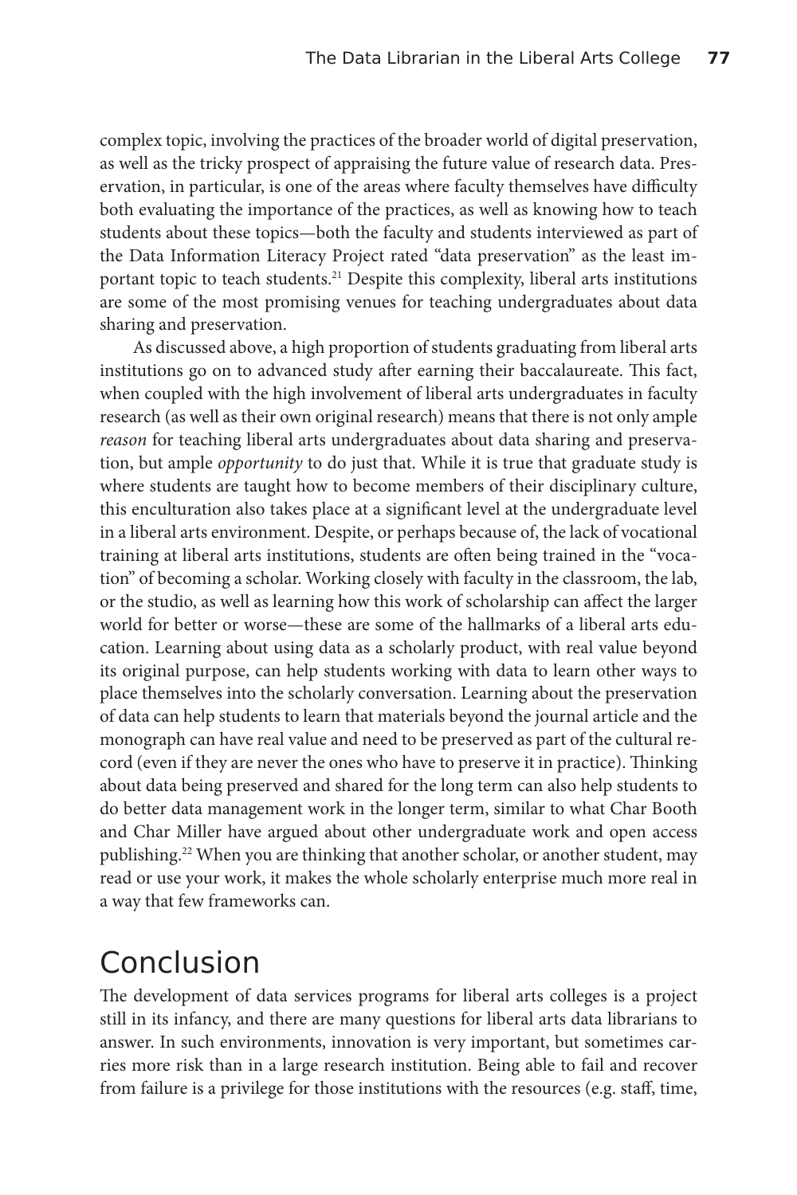complex topic, involving the practices of the broader world of digital preservation, as well as the tricky prospect of appraising the future value of research data. Preservation, in particular, is one of the areas where faculty themselves have difficulty both evaluating the importance of the practices, as well as knowing how to teach students about these topics—both the faculty and students interviewed as part of the Data Information Literacy Project rated "data preservation" as the least important topic to teach students.[21] Despite this complexity, liberal arts institutions are some of the most promising venues for teaching undergraduates about data sharing and preservation.

As discussed above, a high proportion of students graduating from liberal arts institutions go on to advanced study after earning their baccalaureate. This fact, when coupled with the high involvement of liberal arts undergraduates in faculty research (as well as their own original research) means that there is not only ample *reason* for teaching liberal arts undergraduates about data sharing and preservation, but ample *opportunity* to do just that. While it is true that graduate study is where students are taught how to become members of their disciplinary culture, this enculturation also takes place at a significant level at the undergraduate level in a liberal arts environment. Despite, or perhaps because of, the lack of vocational training at liberal arts institutions, students are often being trained in the "vocation" of becoming a scholar. Working closely with faculty in the classroom, the lab, or the studio, as well as learning how this work of scholarship can affect the larger world for better or worse—these are some of the hallmarks of a liberal arts education. Learning about using data as a scholarly product, with real value beyond its original purpose, can help students working with data to learn other ways to place themselves into the scholarly conversation. Learning about the preservation of data can help students to learn that materials beyond the journal article and the monograph can have real value and need to be preserved as part of the cultural record (even if they are never the ones who have to preserve it in practice). Thinking about data being preserved and shared for the long term can also help students to do better data management work in the longer term, similar to what Char Booth and Char Miller have argued about other undergraduate work and open access publishing.[22] When you are thinking that another scholar, or another student, may read or use your work, it makes the whole scholarly enterprise much more real in a way that few frameworks can.

## Conclusion

The development of data services programs for liberal arts colleges is a project still in its infancy, and there are many questions for liberal arts data librarians to answer. In such environments, innovation is very important, but sometimes carries more risk than in a large research institution. Being able to fail and recover from failure is a privilege for those institutions with the resources (e.g. staff, time,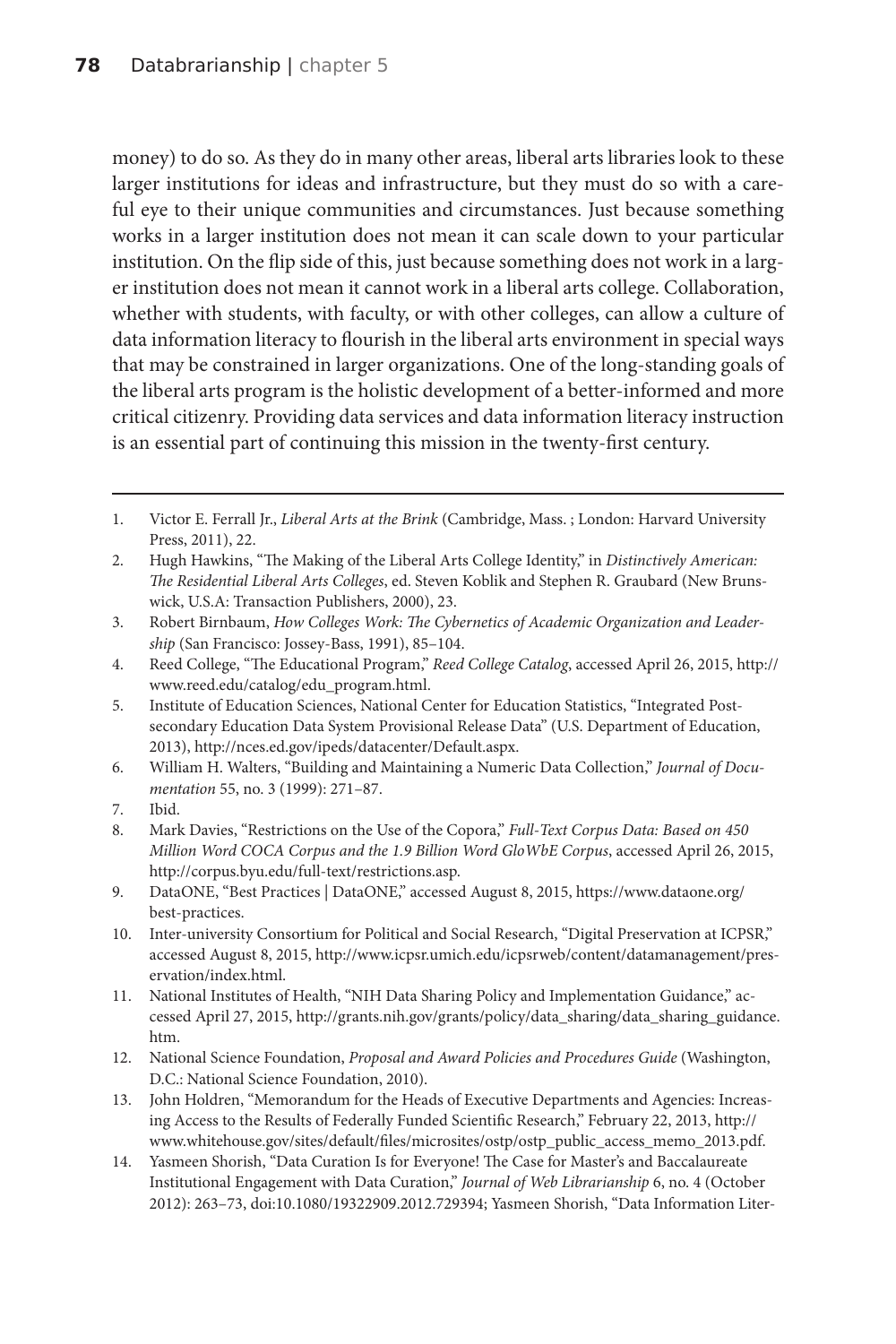money) to do so. As they do in many other areas, liberal arts libraries look to these larger institutions for ideas and infrastructure, but they must do so with a careful eye to their unique communities and circumstances. Just because something works in a larger institution does not mean it can scale down to your particular institution. On the flip side of this, just because something does not work in a larger institution does not mean it cannot work in a liberal arts college. Collaboration, whether with students, with faculty, or with other colleges, can allow a culture of data information literacy to flourish in the liberal arts environment in special ways that may be constrained in larger organizations. One of the long-standing goals of the liberal arts program is the holistic development of a better-informed and more critical citizenry. Providing data services and data information literacy instruction is an essential part of continuing this mission in the twenty-first century.

---

1. Victor E. Ferrall Jr., *Liberal Arts at the Brink* (Cambridge, Mass. ; London: Harvard University Press, 2011), 22.
2. Hugh Hawkins, "The Making of the Liberal Arts College Identity," in *Distinctively American: The Residential Liberal Arts Colleges*, ed. Steven Koblik and Stephen R. Graubard (New Brunswick, U.S.A: Transaction Publishers, 2000), 23.
3. Robert Birnbaum, *How Colleges Work: The Cybernetics of Academic Organization and Leadership* (San Francisco: Jossey-Bass, 1991), 85–104.
4. Reed College, "The Educational Program," *Reed College Catalog*, accessed April 26, 2015, http://www.reed.edu/catalog/edu_program.html.
5. Institute of Education Sciences, National Center for Education Statistics, "Integrated Postsecondary Education Data System Provisional Release Data" (U.S. Department of Education, 2013), http://nces.ed.gov/ipeds/datacenter/Default.aspx.
6. William H. Walters, "Building and Maintaining a Numeric Data Collection," *Journal of Documentation* 55, no. 3 (1999): 271–87.
7. Ibid.
8. Mark Davies, "Restrictions on the Use of the Copora," *Full-Text Corpus Data: Based on 450 Million Word COCA Corpus and the 1.9 Billion Word GloWbE Corpus*, accessed April 26, 2015, http://corpus.byu.edu/full-text/restrictions.asp.
9. DataONE, "Best Practices | DataONE," accessed August 8, 2015, https://www.dataone.org/best-practices.
10. Inter-university Consortium for Political and Social Research, "Digital Preservation at ICPSR," accessed August 8, 2015, http://www.icpsr.umich.edu/icpsrweb/content/datamanagement/preservation/index.html.
11. National Institutes of Health, "NIH Data Sharing Policy and Implementation Guidance," accessed April 27, 2015, http://grants.nih.gov/grants/policy/data_sharing/data_sharing_guidance.htm.
12. National Science Foundation, *Proposal and Award Policies and Procedures Guide* (Washington, D.C.: National Science Foundation, 2010).
13. John Holdren, "Memorandum for the Heads of Executive Departments and Agencies: Increasing Access to the Results of Federally Funded Scientific Research," February 22, 2013, http://www.whitehouse.gov/sites/default/files/microsites/ostp/ostp_public_access_memo_2013.pdf.
14. Yasmeen Shorish, "Data Curation Is for Everyone! The Case for Master's and Baccalaureate Institutional Engagement with Data Curation," *Journal of Web Librarianship* 6, no. 4 (October 2012): 263–73, doi:10.1080/19322909.2012.729394; Yasmeen Shorish, "Data Information Liter-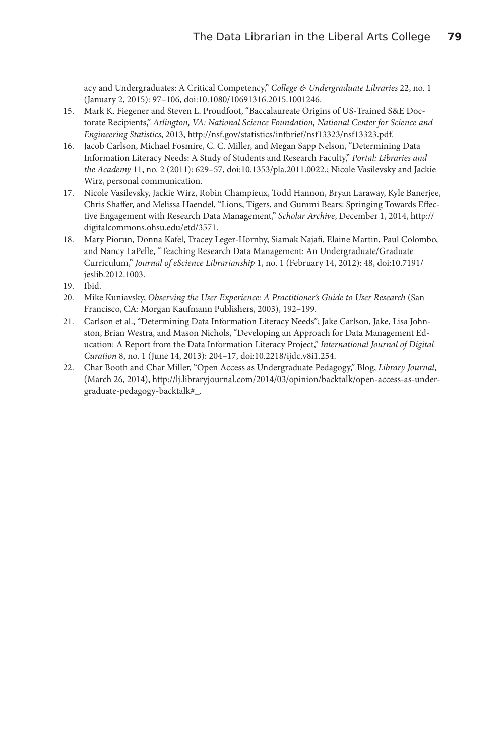acy and Undergraduates: A Critical Competency," *College & Undergraduate Libraries* 22, no. 1 (January 2, 2015): 97–106, doi:10.1080/10691316.2015.1001246.

15. Mark K. Fiegener and Steven L. Proudfoot, "Baccalaureate Origins of US-Trained S&E Doctorate Recipients," *Arlington, VA: National Science Foundation, National Center for Science and Engineering Statistics*, 2013, http://nsf.gov/statistics/infbrief/nsf13323/nsf13323.pdf.
16. Jacob Carlson, Michael Fosmire, C. C. Miller, and Megan Sapp Nelson, "Determining Data Information Literacy Needs: A Study of Students and Research Faculty," *Portal: Libraries and the Academy* 11, no. 2 (2011): 629–57, doi:10.1353/pla.2011.0022.; Nicole Vasilevsky and Jackie Wirz, personal communication.
17. Nicole Vasilevsky, Jackie Wirz, Robin Champieux, Todd Hannon, Bryan Laraway, Kyle Banerjee, Chris Shaffer, and Melissa Haendel, "Lions, Tigers, and Gummi Bears: Springing Towards Effective Engagement with Research Data Management," *Scholar Archive*, December 1, 2014, http://digitalcommons.ohsu.edu/etd/3571.
18. Mary Piorun, Donna Kafel, Tracey Leger-Hornby, Siamak Najafi, Elaine Martin, Paul Colombo, and Nancy LaPelle, "Teaching Research Data Management: An Undergraduate/Graduate Curriculum," *Journal of eScience Librarianship* 1, no. 1 (February 14, 2012): 48, doi:10.7191/jeslib.2012.1003.
19. Ibid.
20. Mike Kuniavsky, *Observing the User Experience: A Practitioner's Guide to User Research* (San Francisco, CA: Morgan Kaufmann Publishers, 2003), 192–199.
21. Carlson et al., "Determining Data Information Literacy Needs"; Jake Carlson, Jake, Lisa Johnston, Brian Westra, and Mason Nichols, "Developing an Approach for Data Management Education: A Report from the Data Information Literacy Project," *International Journal of Digital Curation* 8, no. 1 (June 14, 2013): 204–17, doi:10.2218/ijdc.v8i1.254.
22. Char Booth and Char Miller, "Open Access as Undergraduate Pedagogy," Blog, *Library Journal*, (March 26, 2014), http://lj.libraryjournal.com/2014/03/opinion/backtalk/open-access-as-undergraduate-pedagogy-backtalk#_.